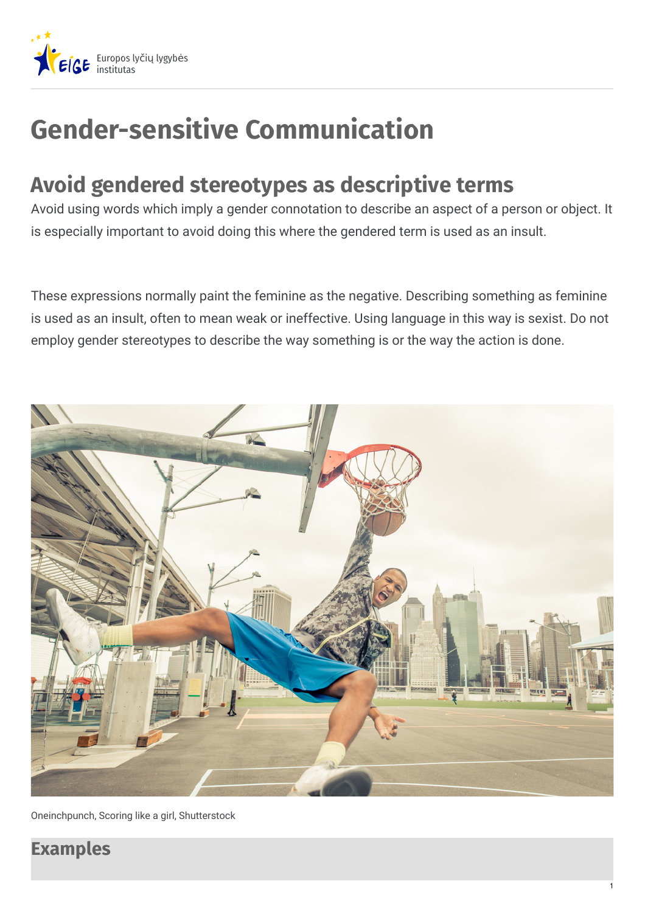# Gender-sensitive Communication

## Avoid gendered stereotypes as descriptive terms

Avoid using words which imply a gender connotation to describe an aspect of a person or object. It is especially important to avoid doing this where the gendered term is used as an insult.

These expressions normally paint the feminine as the negative. Describing something as feminine is used as an insult, often to mean weak or ineffective. Using language in this way is sexist. Do not employ gender stereotypes to describe the way something is or the way the action is done.

Oneinchpunch, Scoring like a girl, Shutterstock

## Examples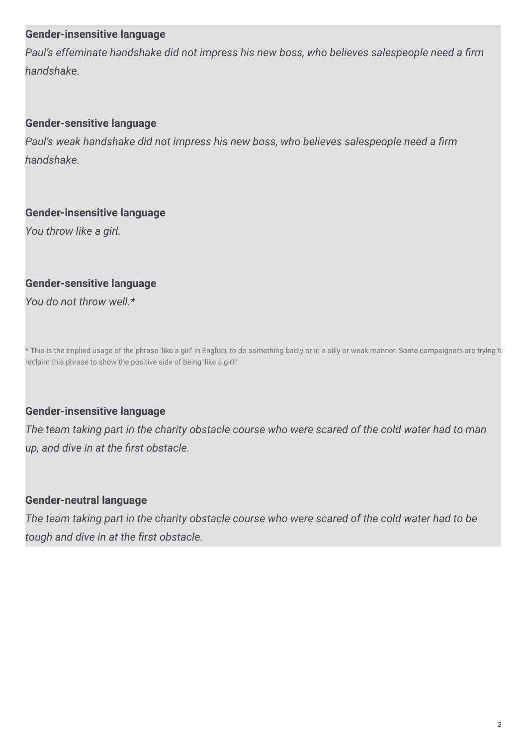**Gender-insensitive language**

*Paul's effeminate handshake did not impress his new boss, who believes salespeople need a firm handshake.*

**Gender-sensitive language**

*Paul's weak handshake did not impress his new boss, who believes salespeople need a firm handshake.*

**Gender-insensitive language**

*You throw like a girl.*

**Gender-sensitive language**

*You do not throw well.**

* This is the implied usage of the phrase 'like a girl' in English, to do something badly or in a silly or weak manner. Some campaigners are trying to reclaim this phrase to show the positive side of being 'like a girl!'

**Gender-insensitive language**

*The team taking part in the charity obstacle course who were scared of the cold water had to man up, and dive in at the first obstacle.*

**Gender-neutral language**

*The team taking part in the charity obstacle course who were scared of the cold water had to be tough and dive in at the first obstacle.*